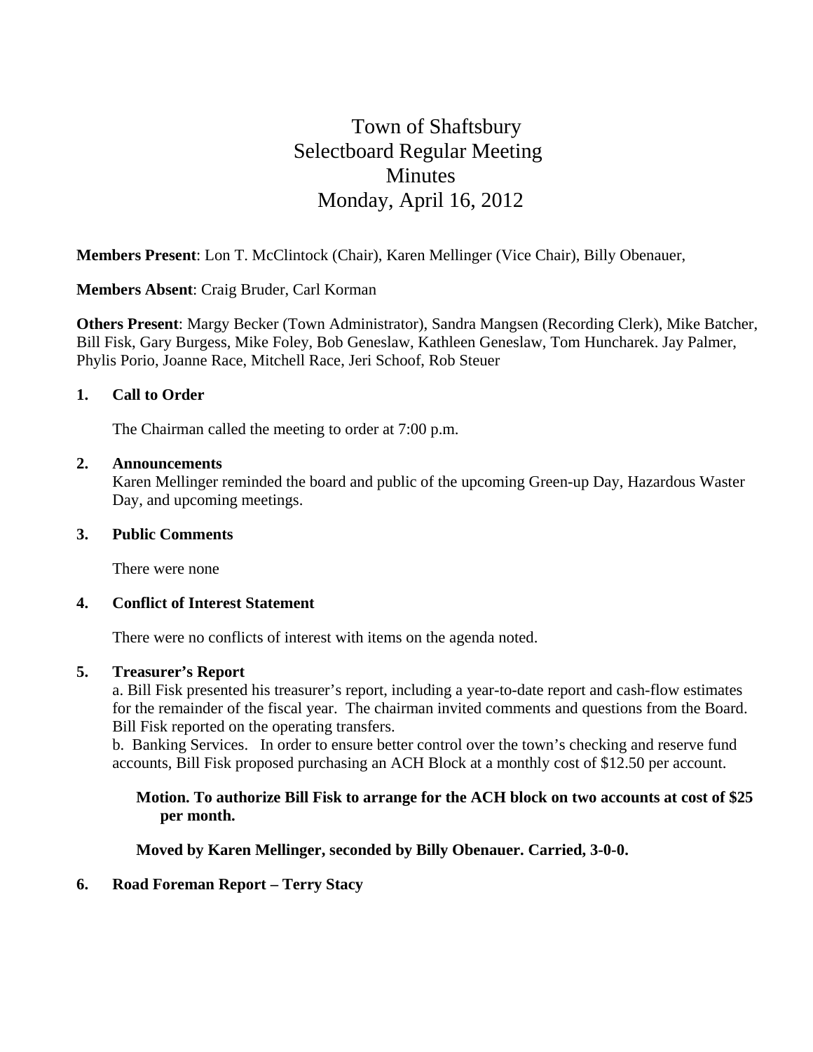# Town of Shaftsbury
# Selectboard Regular Meeting
# Minutes
# Monday, April 16, 2012

**Members Present**: Lon T. McClintock (Chair), Karen Mellinger (Vice Chair), Billy Obenauer,

**Members Absent**: Craig Bruder, Carl Korman

**Others Present**: Margy Becker (Town Administrator), Sandra Mangsen (Recording Clerk), Mike Batcher, Bill Fisk, Gary Burgess, Mike Foley, Bob Geneslaw, Kathleen Geneslaw, Tom Huncharek. Jay Palmer, Phylis Porio, Joanne Race, Mitchell Race, Jeri Schoof, Rob Steuer

**1. Call to Order**

The Chairman called the meeting to order at 7:00 p.m.

**2. Announcements**

Karen Mellinger reminded the board and public of the upcoming Green-up Day, Hazardous Waster Day, and upcoming meetings.

**3. Public Comments**

There were none

**4. Conflict of Interest Statement**

There were no conflicts of interest with items on the agenda noted.

**5. Treasurer's Report**

a. Bill Fisk presented his treasurer's report, including a year-to-date report and cash-flow estimates for the remainder of the fiscal year. The chairman invited comments and questions from the Board. Bill Fisk reported on the operating transfers.

b. Banking Services. In order to ensure better control over the town's checking and reserve fund accounts, Bill Fisk proposed purchasing an ACH Block at a monthly cost of $12.50 per account.

**Motion. To authorize Bill Fisk to arrange for the ACH block on two accounts at cost of $25 per month.**

**Moved by Karen Mellinger, seconded by Billy Obenauer. Carried, 3-0-0.**

**6. Road Foreman Report – Terry Stacy**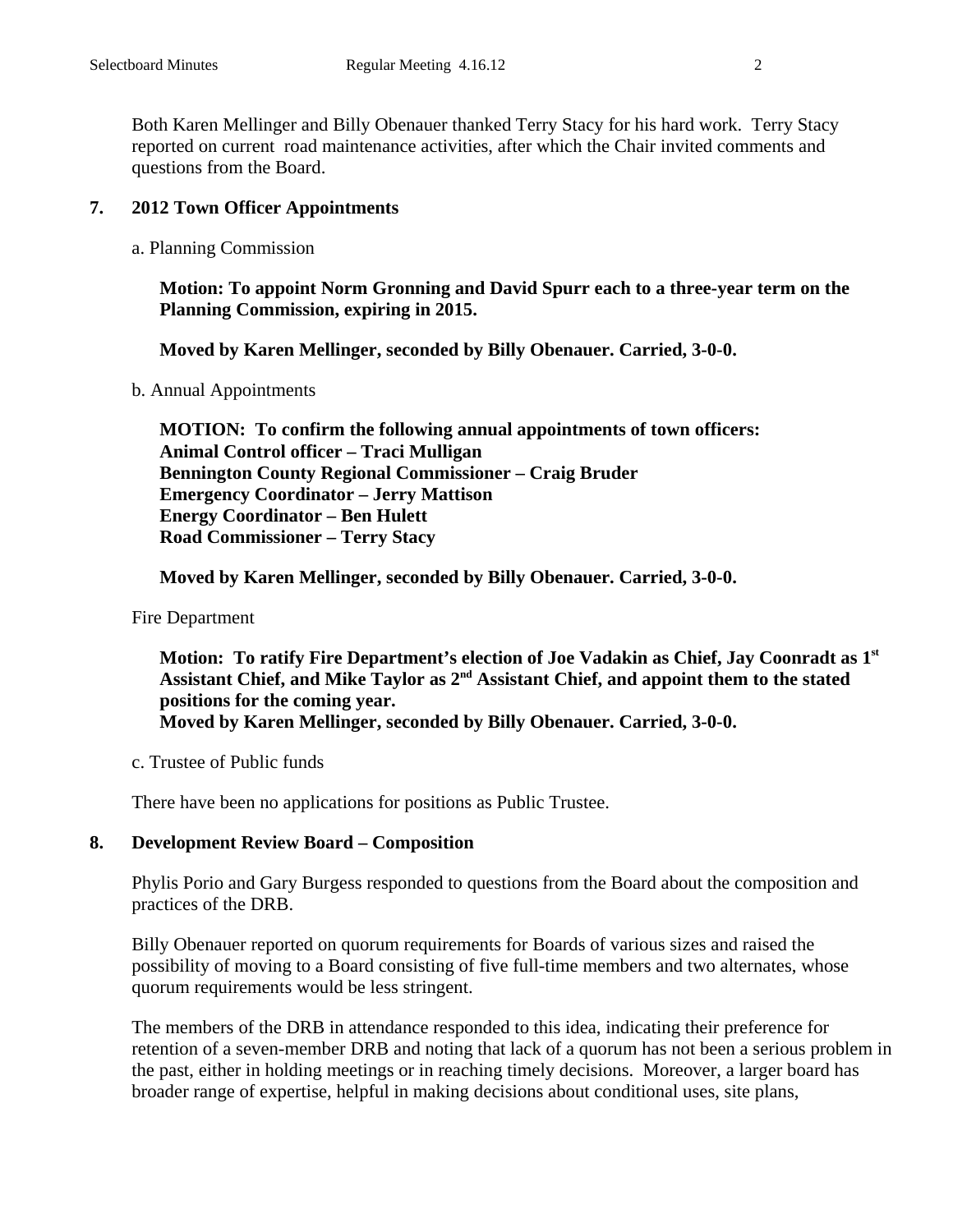Both Karen Mellinger and Billy Obenauer thanked Terry Stacy for his hard work. Terry Stacy reported on current road maintenance activities, after which the Chair invited comments and questions from the Board.

## 7. 2012 Town Officer Appointments

a. Planning Commission

**Motion: To appoint Norm Gronning and David Spurr each to a three-year term on the Planning Commission, expiring in 2015.**

**Moved by Karen Mellinger, seconded by Billy Obenauer. Carried, 3-0-0.**

b. Annual Appointments

**MOTION: To confirm the following annual appointments of town officers:**
**Animal Control officer – Traci Mulligan**
**Bennington County Regional Commissioner – Craig Bruder**
**Emergency Coordinator – Jerry Mattison**
**Energy Coordinator – Ben Hulett**
**Road Commissioner – Terry Stacy**

**Moved by Karen Mellinger, seconded by Billy Obenauer. Carried, 3-0-0.**

Fire Department

**Motion: To ratify Fire Department's election of Joe Vadakin as Chief, Jay Coonradt as 1st Assistant Chief, and Mike Taylor as 2nd Assistant Chief, and appoint them to the stated positions for the coming year.**
**Moved by Karen Mellinger, seconded by Billy Obenauer. Carried, 3-0-0.**

c. Trustee of Public funds

There have been no applications for positions as Public Trustee.

## 8. Development Review Board – Composition

Phylis Porio and Gary Burgess responded to questions from the Board about the composition and practices of the DRB.

Billy Obenauer reported on quorum requirements for Boards of various sizes and raised the possibility of moving to a Board consisting of five full-time members and two alternates, whose quorum requirements would be less stringent.

The members of the DRB in attendance responded to this idea, indicating their preference for retention of a seven-member DRB and noting that lack of a quorum has not been a serious problem in the past, either in holding meetings or in reaching timely decisions. Moreover, a larger board has broader range of expertise, helpful in making decisions about conditional uses, site plans,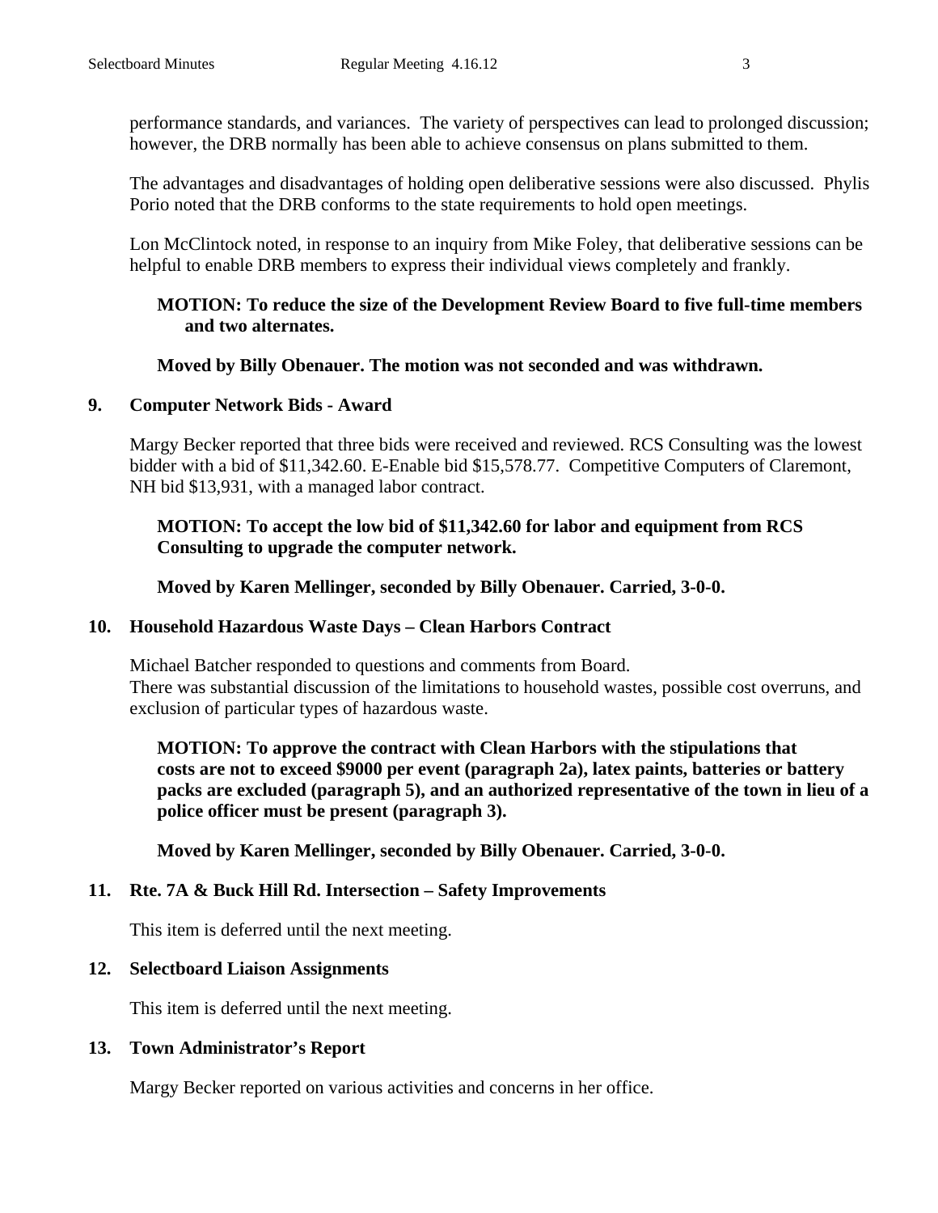performance standards, and variances. The variety of perspectives can lead to prolonged discussion; however, the DRB normally has been able to achieve consensus on plans submitted to them.

The advantages and disadvantages of holding open deliberative sessions were also discussed. Phylis Porio noted that the DRB conforms to the state requirements to hold open meetings.

Lon McClintock noted, in response to an inquiry from Mike Foley, that deliberative sessions can be helpful to enable DRB members to express their individual views completely and frankly.

**MOTION: To reduce the size of the Development Review Board to five full-time members and two alternates.**

**Moved by Billy Obenauer. The motion was not seconded and was withdrawn.**

**9. Computer Network Bids - Award**

Margy Becker reported that three bids were received and reviewed. RCS Consulting was the lowest bidder with a bid of $11,342.60. E-Enable bid $15,578.77. Competitive Computers of Claremont, NH bid $13,931, with a managed labor contract.

**MOTION: To accept the low bid of $11,342.60 for labor and equipment from RCS Consulting to upgrade the computer network.**

**Moved by Karen Mellinger, seconded by Billy Obenauer. Carried, 3-0-0.**

**10. Household Hazardous Waste Days – Clean Harbors Contract**

Michael Batcher responded to questions and comments from Board.
There was substantial discussion of the limitations to household wastes, possible cost overruns, and exclusion of particular types of hazardous waste.

**MOTION: To approve the contract with Clean Harbors with the stipulations that costs are not to exceed $9000 per event (paragraph 2a), latex paints, batteries or battery packs are excluded (paragraph 5), and an authorized representative of the town in lieu of a police officer must be present (paragraph 3).**

**Moved by Karen Mellinger, seconded by Billy Obenauer. Carried, 3-0-0.**

**11. Rte. 7A & Buck Hill Rd. Intersection – Safety Improvements**

This item is deferred until the next meeting.

**12. Selectboard Liaison Assignments**

This item is deferred until the next meeting.

**13. Town Administrator's Report**

Margy Becker reported on various activities and concerns in her office.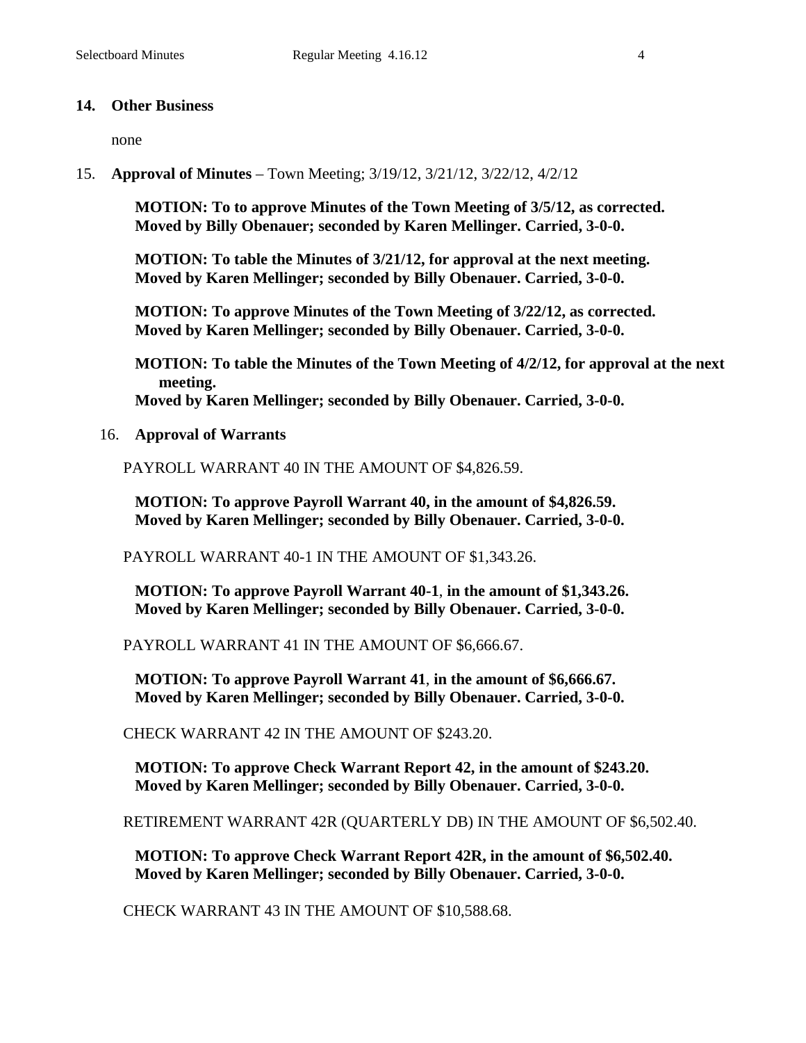## 14. Other Business

none

## 15. Approval of Minutes – Town Meeting; 3/19/12, 3/21/12, 3/22/12, 4/2/12

**MOTION: To to approve Minutes of the Town Meeting of 3/5/12, as corrected.**
**Moved by Billy Obenauer; seconded by Karen Mellinger. Carried, 3-0-0.**

**MOTION: To table the Minutes of 3/21/12, for approval at the next meeting.**
**Moved by Karen Mellinger; seconded by Billy Obenauer. Carried, 3-0-0.**

**MOTION: To approve Minutes of the Town Meeting of 3/22/12, as corrected.**
**Moved by Karen Mellinger; seconded by Billy Obenauer. Carried, 3-0-0.**

**MOTION: To table the Minutes of the Town Meeting of 4/2/12, for approval at the next meeting.**
**Moved by Karen Mellinger; seconded by Billy Obenauer. Carried, 3-0-0.**

## 16. Approval of Warrants

PAYROLL WARRANT 40 IN THE AMOUNT OF $4,826.59.

**MOTION: To approve Payroll Warrant 40, in the amount of $4,826.59.**
**Moved by Karen Mellinger; seconded by Billy Obenauer. Carried, 3-0-0.**

PAYROLL WARRANT 40-1 IN THE AMOUNT OF $1,343.26.

**MOTION: To approve Payroll Warrant 40-1, in the amount of $1,343.26.**
**Moved by Karen Mellinger; seconded by Billy Obenauer. Carried, 3-0-0.**

PAYROLL WARRANT 41 IN THE AMOUNT OF $6,666.67.

**MOTION: To approve Payroll Warrant 41, in the amount of $6,666.67.**
**Moved by Karen Mellinger; seconded by Billy Obenauer. Carried, 3-0-0.**

CHECK WARRANT 42 IN THE AMOUNT OF $243.20.

**MOTION: To approve Check Warrant Report 42, in the amount of $243.20.**
**Moved by Karen Mellinger; seconded by Billy Obenauer. Carried, 3-0-0.**

RETIREMENT WARRANT 42R (QUARTERLY DB) IN THE AMOUNT OF $6,502.40.

**MOTION: To approve Check Warrant Report 42R, in the amount of $6,502.40.**
**Moved by Karen Mellinger; seconded by Billy Obenauer. Carried, 3-0-0.**

CHECK WARRANT 43 IN THE AMOUNT OF $10,588.68.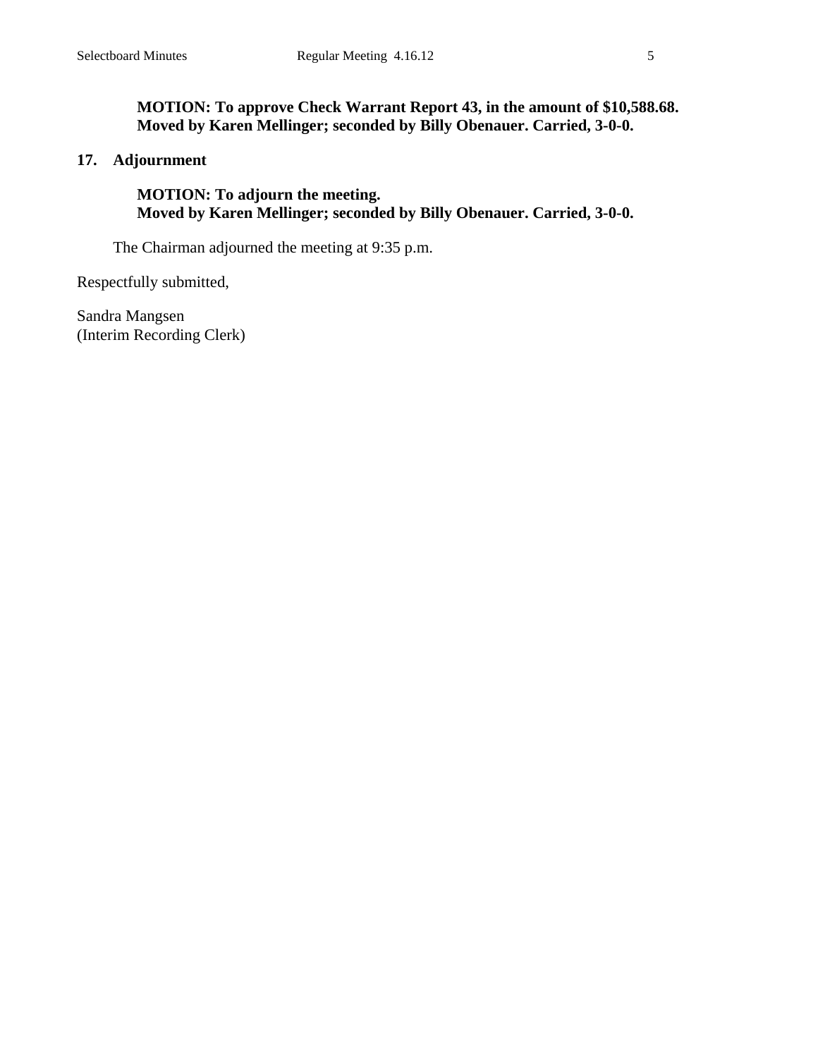**MOTION: To approve Check Warrant Report 43, in the amount of $10,588.68.**
**Moved by Karen Mellinger; seconded by Billy Obenauer. Carried, 3-0-0.**

## 17. Adjournment

**MOTION: To adjourn the meeting.**
**Moved by Karen Mellinger; seconded by Billy Obenauer. Carried, 3-0-0.**

The Chairman adjourned the meeting at 9:35 p.m.

Respectfully submitted,

Sandra Mangsen
(Interim Recording Clerk)